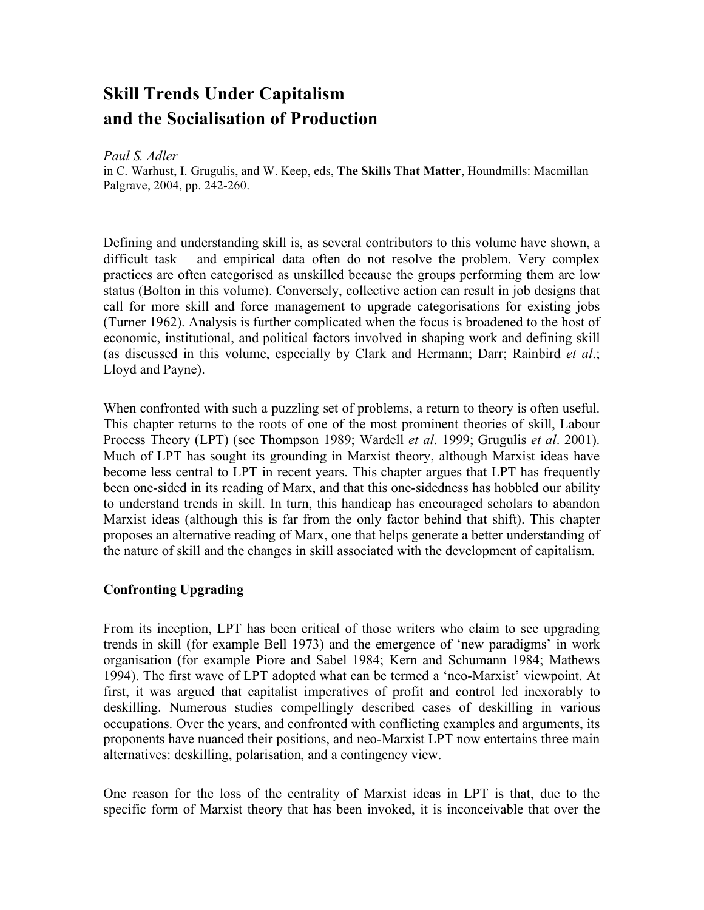# Skill Trends Under Capitalism and the Socialisation of Production

*Paul S. Adler*

in C. Warhust, I. Grugulis, and W. Keep, eds, **The Skills That Matter**, Houndmills: Macmillan Palgrave, 2004, pp. 242-260.

Defining and understanding skill is, as several contributors to this volume have shown, a difficult task – and empirical data often do not resolve the problem. Very complex practices are often categorised as unskilled because the groups performing them are low status (Bolton in this volume). Conversely, collective action can result in job designs that call for more skill and force management to upgrade categorisations for existing jobs (Turner 1962). Analysis is further complicated when the focus is broadened to the host of economic, institutional, and political factors involved in shaping work and defining skill (as discussed in this volume, especially by Clark and Hermann; Darr; Rainbird *et al*.; Lloyd and Payne).

When confronted with such a puzzling set of problems, a return to theory is often useful. This chapter returns to the roots of one of the most prominent theories of skill, Labour Process Theory (LPT) (see Thompson 1989; Wardell *et al*. 1999; Grugulis *et al*. 2001). Much of LPT has sought its grounding in Marxist theory, although Marxist ideas have become less central to LPT in recent years. This chapter argues that LPT has frequently been one-sided in its reading of Marx, and that this one-sidedness has hobbled our ability to understand trends in skill. In turn, this handicap has encouraged scholars to abandon Marxist ideas (although this is far from the only factor behind that shift). This chapter proposes an alternative reading of Marx, one that helps generate a better understanding of the nature of skill and the changes in skill associated with the development of capitalism.

## Confronting Upgrading

From its inception, LPT has been critical of those writers who claim to see upgrading trends in skill (for example Bell 1973) and the emergence of 'new paradigms' in work organisation (for example Piore and Sabel 1984; Kern and Schumann 1984; Mathews 1994). The first wave of LPT adopted what can be termed a 'neo-Marxist' viewpoint. At first, it was argued that capitalist imperatives of profit and control led inexorably to deskilling. Numerous studies compellingly described cases of deskilling in various occupations. Over the years, and confronted with conflicting examples and arguments, its proponents have nuanced their positions, and neo-Marxist LPT now entertains three main alternatives: deskilling, polarisation, and a contingency view.

One reason for the loss of the centrality of Marxist ideas in LPT is that, due to the specific form of Marxist theory that has been invoked, it is inconceivable that over the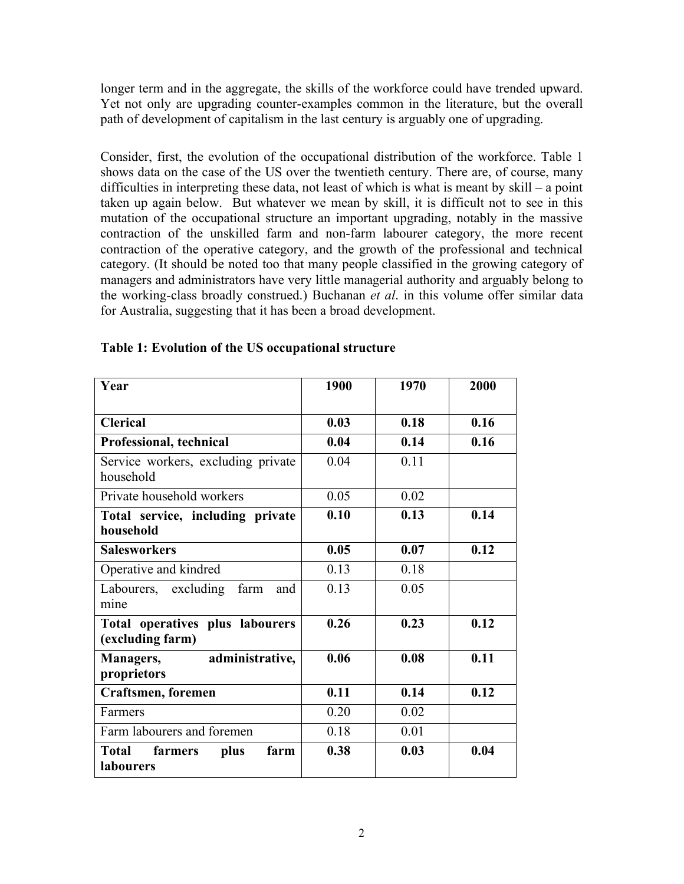longer term and in the aggregate, the skills of the workforce could have trended upward. Yet not only are upgrading counter-examples common in the literature, but the overall path of development of capitalism in the last century is arguably one of upgrading.

Consider, first, the evolution of the occupational distribution of the workforce. Table 1 shows data on the case of the US over the twentieth century. There are, of course, many difficulties in interpreting these data, not least of which is what is meant by skill – a point taken up again below. But whatever we mean by skill, it is difficult not to see in this mutation of the occupational structure an important upgrading, notably in the massive contraction of the unskilled farm and non-farm labourer category, the more recent contraction of the operative category, and the growth of the professional and technical category. (It should be noted too that many people classified in the growing category of managers and administrators have very little managerial authority and arguably belong to the working-class broadly construed.) Buchanan *et al*. in this volume offer similar data for Australia, suggesting that it has been a broad development.

**Table 1: Evolution of the US occupational structure**

| **Year** | **1900** | **1970** | **2000** |
|---|---|---|---|
| **Clerical** | **0.03** | **0.18** | **0.16** |
| **Professional, technical** | **0.04** | **0.14** | **0.16** |
| Service workers, excluding private household | 0.04 | 0.11 | |
| Private household workers | 0.05 | 0.02 | |
| **Total service, including private household** | **0.10** | **0.13** | **0.14** |
| **Salesworkers** | **0.05** | **0.07** | **0.12** |
| Operative and kindred | 0.13 | 0.18 | |
| Labourers, excluding farm and mine | 0.13 | 0.05 | |
| **Total operatives plus labourers (excluding farm)** | **0.26** | **0.23** | **0.12** |
| **Managers, administrative, proprietors** | **0.06** | **0.08** | **0.11** |
| **Craftsmen, foremen** | **0.11** | **0.14** | **0.12** |
| Farmers | 0.20 | 0.02 | |
| Farm labourers and foremen | 0.18 | 0.01 | |
| **Total farmers plus farm labourers** | **0.38** | **0.03** | **0.04** |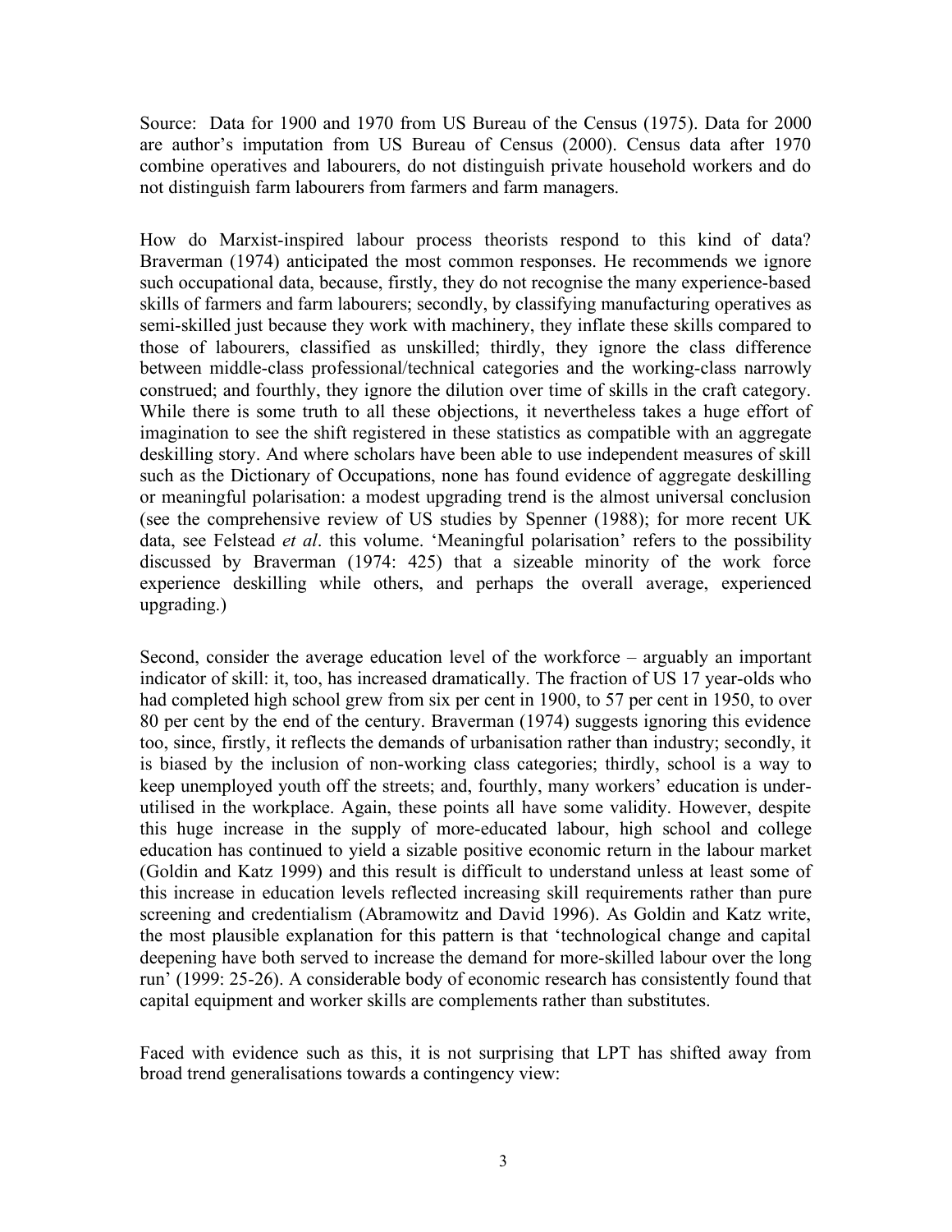Source: Data for 1900 and 1970 from US Bureau of the Census (1975). Data for 2000 are author's imputation from US Bureau of Census (2000). Census data after 1970 combine operatives and labourers, do not distinguish private household workers and do not distinguish farm labourers from farmers and farm managers.

How do Marxist-inspired labour process theorists respond to this kind of data? Braverman (1974) anticipated the most common responses. He recommends we ignore such occupational data, because, firstly, they do not recognise the many experience-based skills of farmers and farm labourers; secondly, by classifying manufacturing operatives as semi-skilled just because they work with machinery, they inflate these skills compared to those of labourers, classified as unskilled; thirdly, they ignore the class difference between middle-class professional/technical categories and the working-class narrowly construed; and fourthly, they ignore the dilution over time of skills in the craft category. While there is some truth to all these objections, it nevertheless takes a huge effort of imagination to see the shift registered in these statistics as compatible with an aggregate deskilling story. And where scholars have been able to use independent measures of skill such as the Dictionary of Occupations, none has found evidence of aggregate deskilling or meaningful polarisation: a modest upgrading trend is the almost universal conclusion (see the comprehensive review of US studies by Spenner (1988); for more recent UK data, see Felstead *et al*. this volume. 'Meaningful polarisation' refers to the possibility discussed by Braverman (1974: 425) that a sizeable minority of the work force experience deskilling while others, and perhaps the overall average, experienced upgrading.)

Second, consider the average education level of the workforce – arguably an important indicator of skill: it, too, has increased dramatically. The fraction of US 17 year-olds who had completed high school grew from six per cent in 1900, to 57 per cent in 1950, to over 80 per cent by the end of the century. Braverman (1974) suggests ignoring this evidence too, since, firstly, it reflects the demands of urbanisation rather than industry; secondly, it is biased by the inclusion of non-working class categories; thirdly, school is a way to keep unemployed youth off the streets; and, fourthly, many workers' education is under-utilised in the workplace. Again, these points all have some validity. However, despite this huge increase in the supply of more-educated labour, high school and college education has continued to yield a sizable positive economic return in the labour market (Goldin and Katz 1999) and this result is difficult to understand unless at least some of this increase in education levels reflected increasing skill requirements rather than pure screening and credentialism (Abramowitz and David 1996). As Goldin and Katz write, the most plausible explanation for this pattern is that 'technological change and capital deepening have both served to increase the demand for more-skilled labour over the long run' (1999: 25-26). A considerable body of economic research has consistently found that capital equipment and worker skills are complements rather than substitutes.

Faced with evidence such as this, it is not surprising that LPT has shifted away from broad trend generalisations towards a contingency view: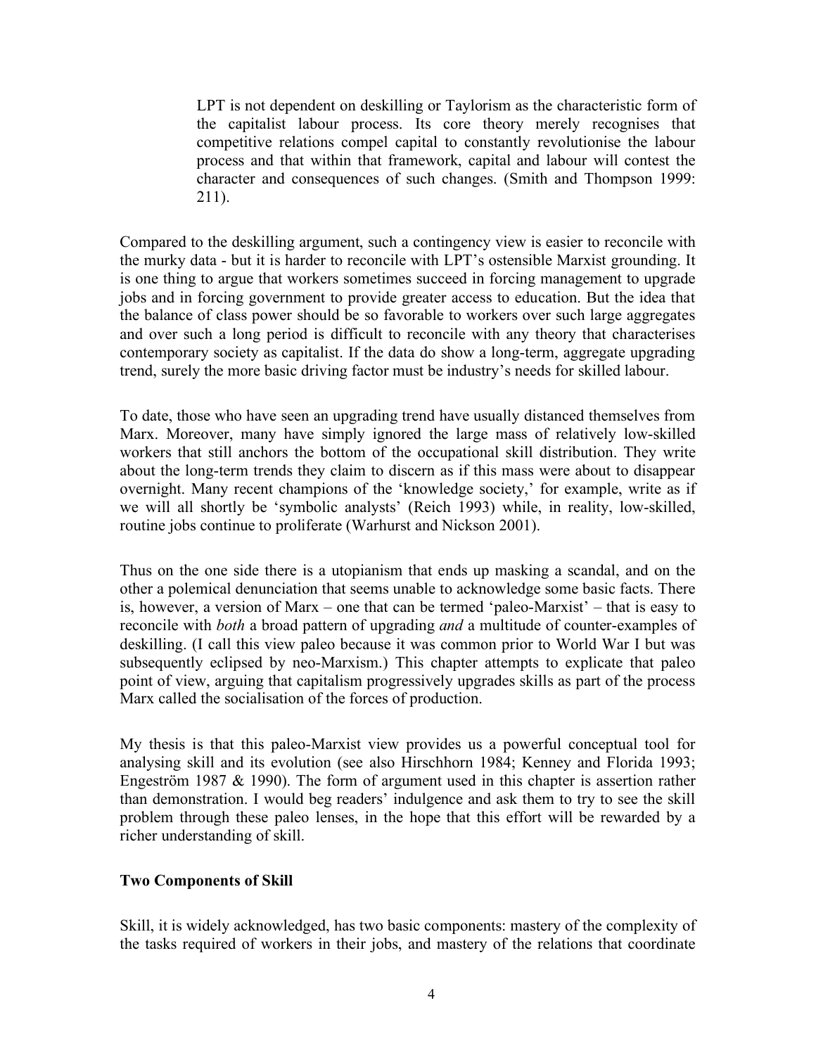> LPT is not dependent on deskilling or Taylorism as the characteristic form of the capitalist labour process. Its core theory merely recognises that competitive relations compel capital to constantly revolutionise the labour process and that within that framework, capital and labour will contest the character and consequences of such changes. (Smith and Thompson 1999: 211).

Compared to the deskilling argument, such a contingency view is easier to reconcile with the murky data - but it is harder to reconcile with LPT's ostensible Marxist grounding. It is one thing to argue that workers sometimes succeed in forcing management to upgrade jobs and in forcing government to provide greater access to education. But the idea that the balance of class power should be so favorable to workers over such large aggregates and over such a long period is difficult to reconcile with any theory that characterises contemporary society as capitalist. If the data do show a long-term, aggregate upgrading trend, surely the more basic driving factor must be industry's needs for skilled labour.

To date, those who have seen an upgrading trend have usually distanced themselves from Marx. Moreover, many have simply ignored the large mass of relatively low-skilled workers that still anchors the bottom of the occupational skill distribution. They write about the long-term trends they claim to discern as if this mass were about to disappear overnight. Many recent champions of the 'knowledge society,' for example, write as if we will all shortly be 'symbolic analysts' (Reich 1993) while, in reality, low-skilled, routine jobs continue to proliferate (Warhurst and Nickson 2001).

Thus on the one side there is a utopianism that ends up masking a scandal, and on the other a polemical denunciation that seems unable to acknowledge some basic facts. There is, however, a version of Marx – one that can be termed 'paleo-Marxist' – that is easy to reconcile with *both* a broad pattern of upgrading *and* a multitude of counter-examples of deskilling. (I call this view paleo because it was common prior to World War I but was subsequently eclipsed by neo-Marxism.) This chapter attempts to explicate that paleo point of view, arguing that capitalism progressively upgrades skills as part of the process Marx called the socialisation of the forces of production.

My thesis is that this paleo-Marxist view provides us a powerful conceptual tool for analysing skill and its evolution (see also Hirschhorn 1984; Kenney and Florida 1993; Engeström 1987 & 1990). The form of argument used in this chapter is assertion rather than demonstration. I would beg readers' indulgence and ask them to try to see the skill problem through these paleo lenses, in the hope that this effort will be rewarded by a richer understanding of skill.

## Two Components of Skill

Skill, it is widely acknowledged, has two basic components: mastery of the complexity of the tasks required of workers in their jobs, and mastery of the relations that coordinate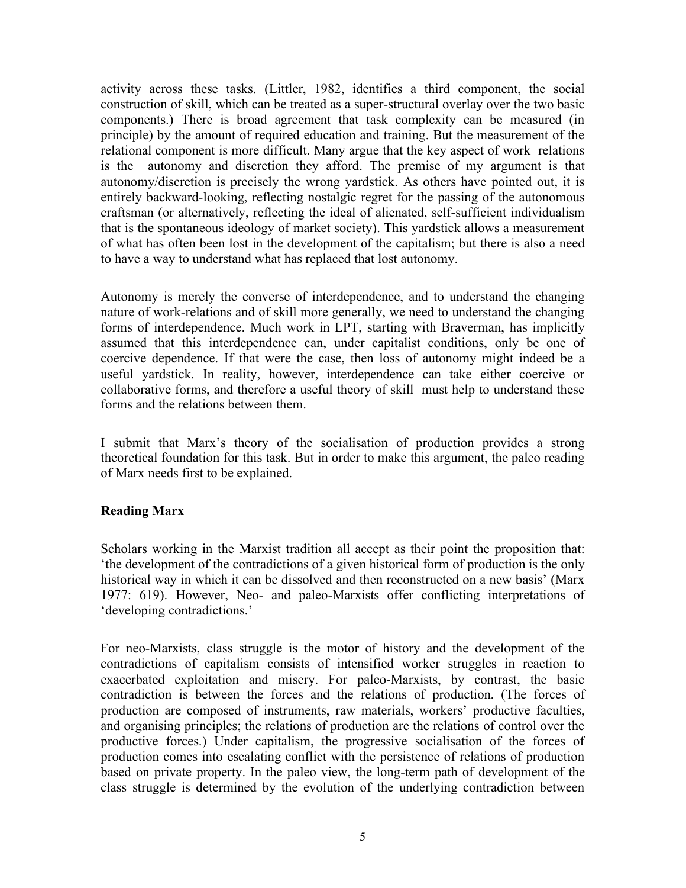activity across these tasks. (Littler, 1982, identifies a third component, the social construction of skill, which can be treated as a super-structural overlay over the two basic components.) There is broad agreement that task complexity can be measured (in principle) by the amount of required education and training. But the measurement of the relational component is more difficult. Many argue that the key aspect of work relations is the autonomy and discretion they afford. The premise of my argument is that autonomy/discretion is precisely the wrong yardstick. As others have pointed out, it is entirely backward-looking, reflecting nostalgic regret for the passing of the autonomous craftsman (or alternatively, reflecting the ideal of alienated, self-sufficient individualism that is the spontaneous ideology of market society). This yardstick allows a measurement of what has often been lost in the development of the capitalism; but there is also a need to have a way to understand what has replaced that lost autonomy.

Autonomy is merely the converse of interdependence, and to understand the changing nature of work-relations and of skill more generally, we need to understand the changing forms of interdependence. Much work in LPT, starting with Braverman, has implicitly assumed that this interdependence can, under capitalist conditions, only be one of coercive dependence. If that were the case, then loss of autonomy might indeed be a useful yardstick. In reality, however, interdependence can take either coercive or collaborative forms, and therefore a useful theory of skill must help to understand these forms and the relations between them.

I submit that Marx's theory of the socialisation of production provides a strong theoretical foundation for this task. But in order to make this argument, the paleo reading of Marx needs first to be explained.

## Reading Marx

Scholars working in the Marxist tradition all accept as their point the proposition that: 'the development of the contradictions of a given historical form of production is the only historical way in which it can be dissolved and then reconstructed on a new basis' (Marx 1977: 619). However, Neo- and paleo-Marxists offer conflicting interpretations of 'developing contradictions.'

For neo-Marxists, class struggle is the motor of history and the development of the contradictions of capitalism consists of intensified worker struggles in reaction to exacerbated exploitation and misery. For paleo-Marxists, by contrast, the basic contradiction is between the forces and the relations of production. (The forces of production are composed of instruments, raw materials, workers' productive faculties, and organising principles; the relations of production are the relations of control over the productive forces.) Under capitalism, the progressive socialisation of the forces of production comes into escalating conflict with the persistence of relations of production based on private property. In the paleo view, the long-term path of development of the class struggle is determined by the evolution of the underlying contradiction between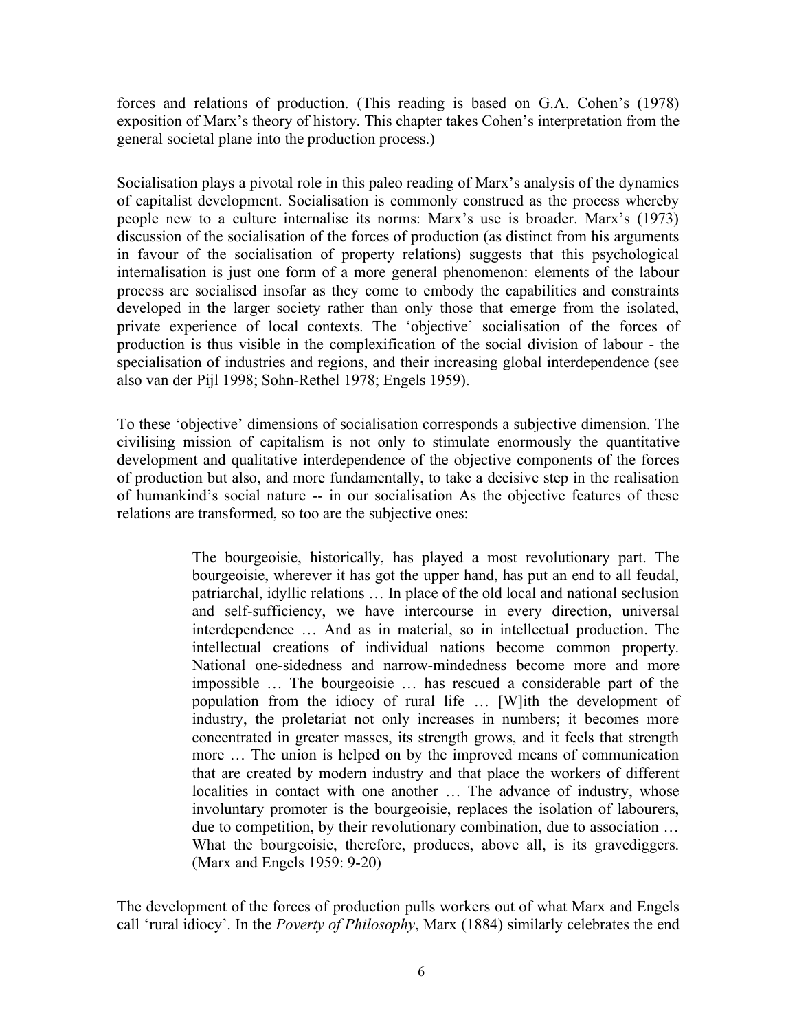forces and relations of production. (This reading is based on G.A. Cohen's (1978) exposition of Marx's theory of history. This chapter takes Cohen's interpretation from the general societal plane into the production process.)

Socialisation plays a pivotal role in this paleo reading of Marx's analysis of the dynamics of capitalist development. Socialisation is commonly construed as the process whereby people new to a culture internalise its norms: Marx's use is broader. Marx's (1973) discussion of the socialisation of the forces of production (as distinct from his arguments in favour of the socialisation of property relations) suggests that this psychological internalisation is just one form of a more general phenomenon: elements of the labour process are socialised insofar as they come to embody the capabilities and constraints developed in the larger society rather than only those that emerge from the isolated, private experience of local contexts. The 'objective' socialisation of the forces of production is thus visible in the complexification of the social division of labour - the specialisation of industries and regions, and their increasing global interdependence (see also van der Pijl 1998; Sohn-Rethel 1978; Engels 1959).

To these 'objective' dimensions of socialisation corresponds a subjective dimension. The civilising mission of capitalism is not only to stimulate enormously the quantitative development and qualitative interdependence of the objective components of the forces of production but also, and more fundamentally, to take a decisive step in the realisation of humankind's social nature -- in our socialisation As the objective features of these relations are transformed, so too are the subjective ones:

> The bourgeoisie, historically, has played a most revolutionary part. The bourgeoisie, wherever it has got the upper hand, has put an end to all feudal, patriarchal, idyllic relations … In place of the old local and national seclusion and self-sufficiency, we have intercourse in every direction, universal interdependence … And as in material, so in intellectual production. The intellectual creations of individual nations become common property. National one-sidedness and narrow-mindedness become more and more impossible … The bourgeoisie … has rescued a considerable part of the population from the idiocy of rural life … [W]ith the development of industry, the proletariat not only increases in numbers; it becomes more concentrated in greater masses, its strength grows, and it feels that strength more … The union is helped on by the improved means of communication that are created by modern industry and that place the workers of different localities in contact with one another … The advance of industry, whose involuntary promoter is the bourgeoisie, replaces the isolation of labourers, due to competition, by their revolutionary combination, due to association … What the bourgeoisie, therefore, produces, above all, is its gravediggers. (Marx and Engels 1959: 9-20)

The development of the forces of production pulls workers out of what Marx and Engels call 'rural idiocy'. In the *Poverty of Philosophy*, Marx (1884) similarly celebrates the end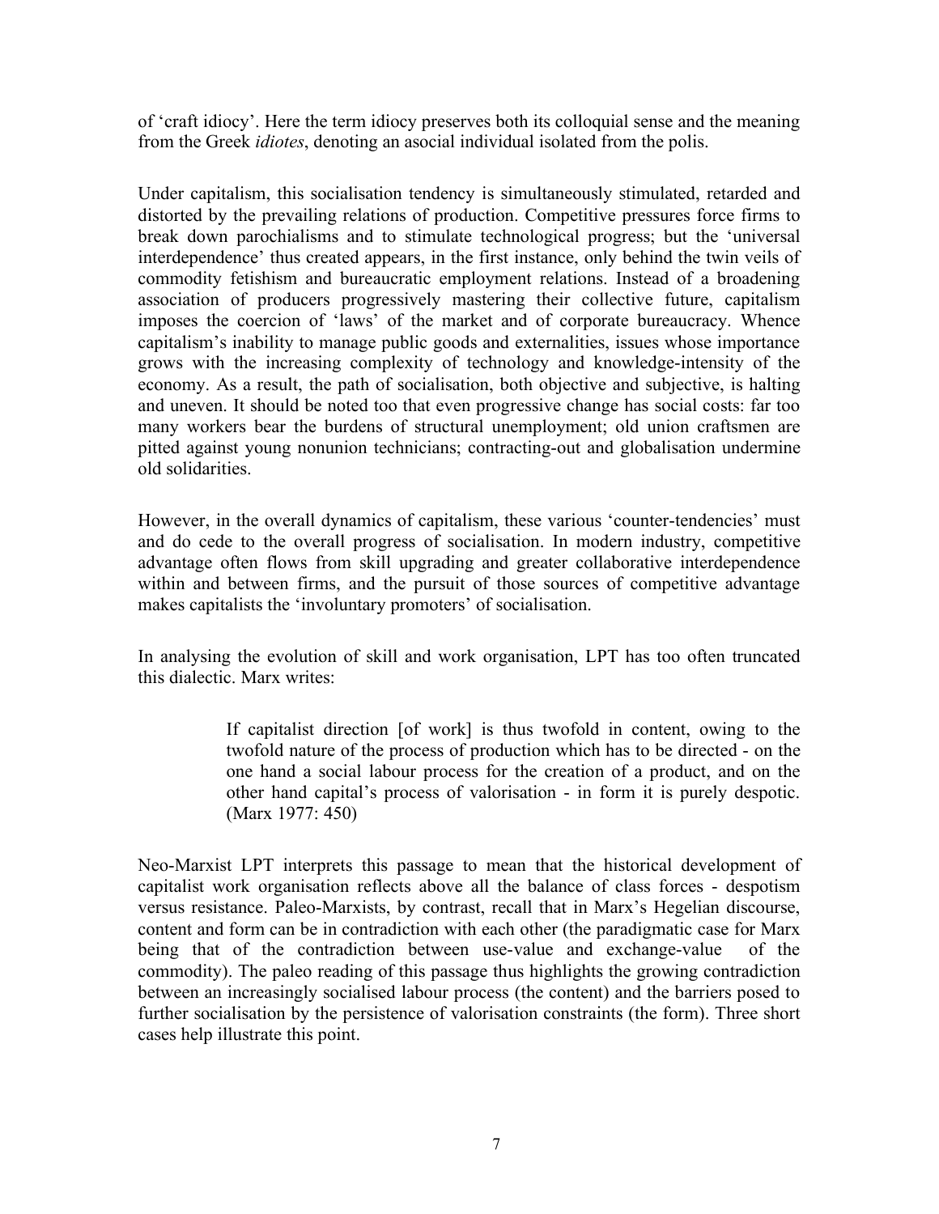of 'craft idiocy'. Here the term idiocy preserves both its colloquial sense and the meaning from the Greek *idiotes*, denoting an asocial individual isolated from the polis.

Under capitalism, this socialisation tendency is simultaneously stimulated, retarded and distorted by the prevailing relations of production. Competitive pressures force firms to break down parochialisms and to stimulate technological progress; but the 'universal interdependence' thus created appears, in the first instance, only behind the twin veils of commodity fetishism and bureaucratic employment relations. Instead of a broadening association of producers progressively mastering their collective future, capitalism imposes the coercion of 'laws' of the market and of corporate bureaucracy. Whence capitalism's inability to manage public goods and externalities, issues whose importance grows with the increasing complexity of technology and knowledge-intensity of the economy. As a result, the path of socialisation, both objective and subjective, is halting and uneven. It should be noted too that even progressive change has social costs: far too many workers bear the burdens of structural unemployment; old union craftsmen are pitted against young nonunion technicians; contracting-out and globalisation undermine old solidarities.

However, in the overall dynamics of capitalism, these various 'counter-tendencies' must and do cede to the overall progress of socialisation. In modern industry, competitive advantage often flows from skill upgrading and greater collaborative interdependence within and between firms, and the pursuit of those sources of competitive advantage makes capitalists the 'involuntary promoters' of socialisation.

In analysing the evolution of skill and work organisation, LPT has too often truncated this dialectic. Marx writes:

> If capitalist direction [of work] is thus twofold in content, owing to the twofold nature of the process of production which has to be directed - on the one hand a social labour process for the creation of a product, and on the other hand capital's process of valorisation - in form it is purely despotic. (Marx 1977: 450)

Neo-Marxist LPT interprets this passage to mean that the historical development of capitalist work organisation reflects above all the balance of class forces - despotism versus resistance. Paleo-Marxists, by contrast, recall that in Marx's Hegelian discourse, content and form can be in contradiction with each other (the paradigmatic case for Marx being that of the contradiction between use-value and exchange-value of the commodity). The paleo reading of this passage thus highlights the growing contradiction between an increasingly socialised labour process (the content) and the barriers posed to further socialisation by the persistence of valorisation constraints (the form). Three short cases help illustrate this point.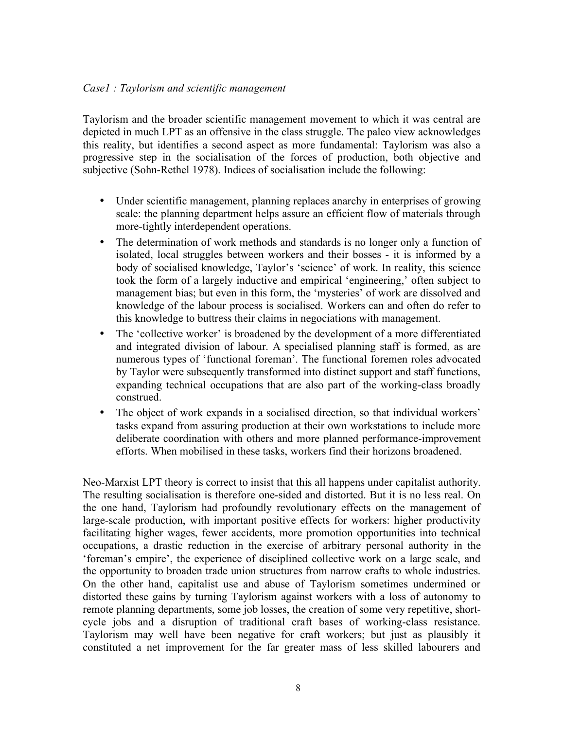*Case1 : Taylorism and scientific management*

Taylorism and the broader scientific management movement to which it was central are depicted in much LPT as an offensive in the class struggle. The paleo view acknowledges this reality, but identifies a second aspect as more fundamental: Taylorism was also a progressive step in the socialisation of the forces of production, both objective and subjective (Sohn-Rethel 1978). Indices of socialisation include the following:

- Under scientific management, planning replaces anarchy in enterprises of growing scale: the planning department helps assure an efficient flow of materials through more-tightly interdependent operations.
- The determination of work methods and standards is no longer only a function of isolated, local struggles between workers and their bosses - it is informed by a body of socialised knowledge, Taylor's 'science' of work. In reality, this science took the form of a largely inductive and empirical 'engineering,' often subject to management bias; but even in this form, the 'mysteries' of work are dissolved and knowledge of the labour process is socialised. Workers can and often do refer to this knowledge to buttress their claims in negociations with management.
- The 'collective worker' is broadened by the development of a more differentiated and integrated division of labour. A specialised planning staff is formed, as are numerous types of 'functional foreman'. The functional foremen roles advocated by Taylor were subsequently transformed into distinct support and staff functions, expanding technical occupations that are also part of the working-class broadly construed.
- The object of work expands in a socialised direction, so that individual workers' tasks expand from assuring production at their own workstations to include more deliberate coordination with others and more planned performance-improvement efforts. When mobilised in these tasks, workers find their horizons broadened.

Neo-Marxist LPT theory is correct to insist that this all happens under capitalist authority. The resulting socialisation is therefore one-sided and distorted. But it is no less real. On the one hand, Taylorism had profoundly revolutionary effects on the management of large-scale production, with important positive effects for workers: higher productivity facilitating higher wages, fewer accidents, more promotion opportunities into technical occupations, a drastic reduction in the exercise of arbitrary personal authority in the 'foreman's empire', the experience of disciplined collective work on a large scale, and the opportunity to broaden trade union structures from narrow crafts to whole industries. On the other hand, capitalist use and abuse of Taylorism sometimes undermined or distorted these gains by turning Taylorism against workers with a loss of autonomy to remote planning departments, some job losses, the creation of some very repetitive, short-cycle jobs and a disruption of traditional craft bases of working-class resistance. Taylorism may well have been negative for craft workers; but just as plausibly it constituted a net improvement for the far greater mass of less skilled labourers and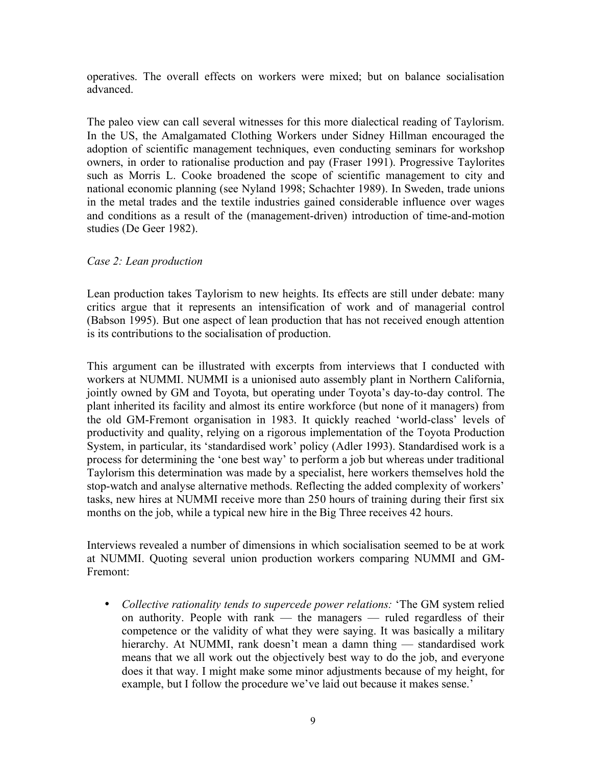operatives. The overall effects on workers were mixed; but on balance socialisation advanced.

The paleo view can call several witnesses for this more dialectical reading of Taylorism. In the US, the Amalgamated Clothing Workers under Sidney Hillman encouraged the adoption of scientific management techniques, even conducting seminars for workshop owners, in order to rationalise production and pay (Fraser 1991). Progressive Taylorites such as Morris L. Cooke broadened the scope of scientific management to city and national economic planning (see Nyland 1998; Schachter 1989). In Sweden, trade unions in the metal trades and the textile industries gained considerable influence over wages and conditions as a result of the (management-driven) introduction of time-and-motion studies (De Geer 1982).

*Case 2: Lean production*

Lean production takes Taylorism to new heights. Its effects are still under debate: many critics argue that it represents an intensification of work and of managerial control (Babson 1995). But one aspect of lean production that has not received enough attention is its contributions to the socialisation of production.

This argument can be illustrated with excerpts from interviews that I conducted with workers at NUMMI. NUMMI is a unionised auto assembly plant in Northern California, jointly owned by GM and Toyota, but operating under Toyota's day-to-day control. The plant inherited its facility and almost its entire workforce (but none of it managers) from the old GM-Fremont organisation in 1983. It quickly reached 'world-class' levels of productivity and quality, relying on a rigorous implementation of the Toyota Production System, in particular, its 'standardised work' policy (Adler 1993). Standardised work is a process for determining the 'one best way' to perform a job but whereas under traditional Taylorism this determination was made by a specialist, here workers themselves hold the stop-watch and analyse alternative methods. Reflecting the added complexity of workers' tasks, new hires at NUMMI receive more than 250 hours of training during their first six months on the job, while a typical new hire in the Big Three receives 42 hours.

Interviews revealed a number of dimensions in which socialisation seemed to be at work at NUMMI. Quoting several union production workers comparing NUMMI and GM-Fremont:

- *Collective rationality tends to supercede power relations:* 'The GM system relied on authority. People with rank — the managers — ruled regardless of their competence or the validity of what they were saying. It was basically a military hierarchy. At NUMMI, rank doesn't mean a damn thing — standardised work means that we all work out the objectively best way to do the job, and everyone does it that way. I might make some minor adjustments because of my height, for example, but I follow the procedure we've laid out because it makes sense.'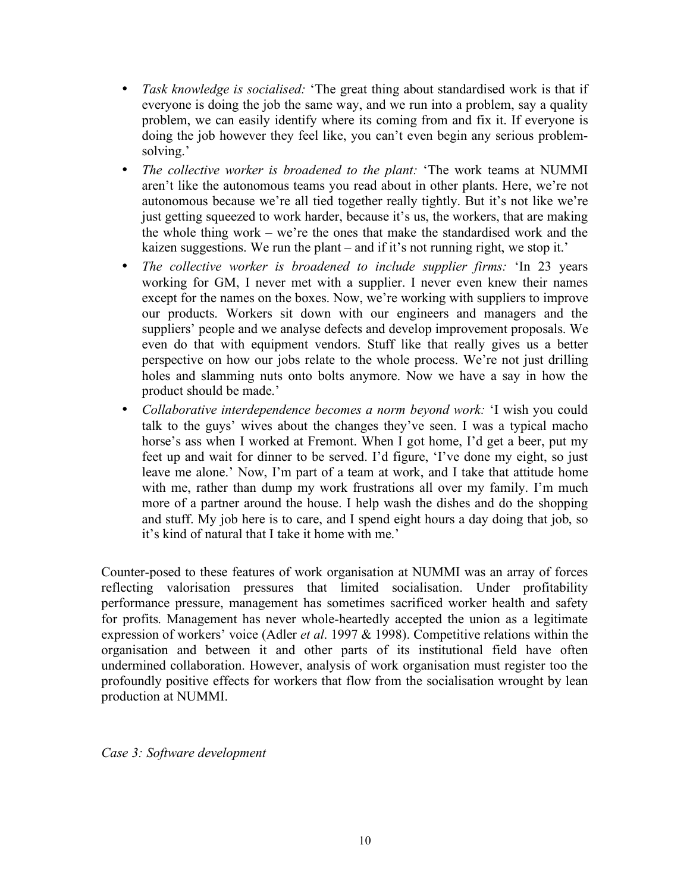- *Task knowledge is socialised:* 'The great thing about standardised work is that if everyone is doing the job the same way, and we run into a problem, say a quality problem, we can easily identify where its coming from and fix it. If everyone is doing the job however they feel like, you can't even begin any serious problem-solving.'
- *The collective worker is broadened to the plant:* 'The work teams at NUMMI aren't like the autonomous teams you read about in other plants. Here, we're not autonomous because we're all tied together really tightly. But it's not like we're just getting squeezed to work harder, because it's us, the workers, that are making the whole thing work – we're the ones that make the standardised work and the kaizen suggestions. We run the plant – and if it's not running right, we stop it.'
- *The collective worker is broadened to include supplier firms:* 'In 23 years working for GM, I never met with a supplier. I never even knew their names except for the names on the boxes. Now, we're working with suppliers to improve our products. Workers sit down with our engineers and managers and the suppliers' people and we analyse defects and develop improvement proposals. We even do that with equipment vendors. Stuff like that really gives us a better perspective on how our jobs relate to the whole process. We're not just drilling holes and slamming nuts onto bolts anymore. Now we have a say in how the product should be made.'
- *Collaborative interdependence becomes a norm beyond work:* 'I wish you could talk to the guys' wives about the changes they've seen. I was a typical macho horse's ass when I worked at Fremont. When I got home, I'd get a beer, put my feet up and wait for dinner to be served. I'd figure, 'I've done my eight, so just leave me alone.' Now, I'm part of a team at work, and I take that attitude home with me, rather than dump my work frustrations all over my family. I'm much more of a partner around the house. I help wash the dishes and do the shopping and stuff. My job here is to care, and I spend eight hours a day doing that job, so it's kind of natural that I take it home with me.'

Counter-posed to these features of work organisation at NUMMI was an array of forces reflecting valorisation pressures that limited socialisation. Under profitability performance pressure, management has sometimes sacrificed worker health and safety for profits. Management has never whole-heartedly accepted the union as a legitimate expression of workers' voice (Adler *et al*. 1997 & 1998). Competitive relations within the organisation and between it and other parts of its institutional field have often undermined collaboration. However, analysis of work organisation must register too the profoundly positive effects for workers that flow from the socialisation wrought by lean production at NUMMI.

*Case 3: Software development*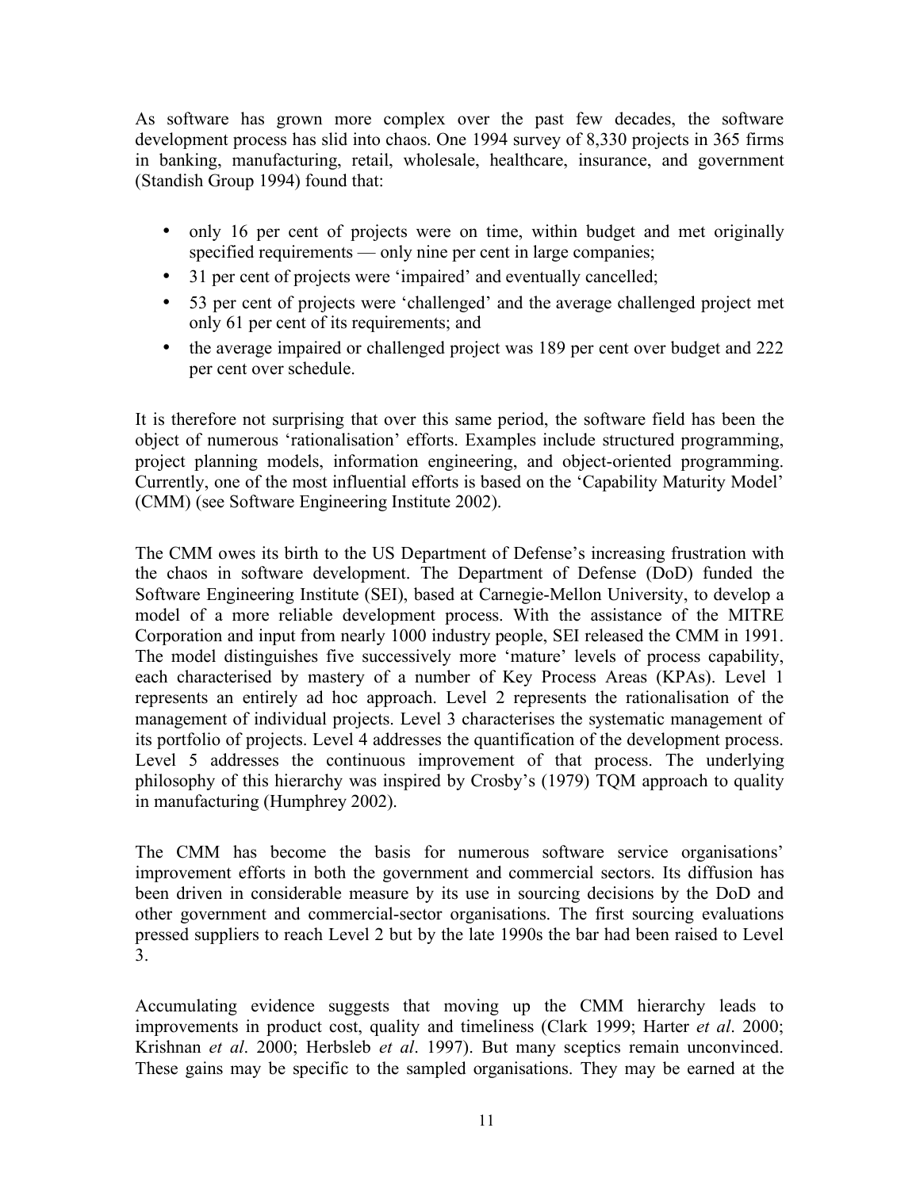As software has grown more complex over the past few decades, the software development process has slid into chaos. One 1994 survey of 8,330 projects in 365 firms in banking, manufacturing, retail, wholesale, healthcare, insurance, and government (Standish Group 1994) found that:

- only 16 per cent of projects were on time, within budget and met originally specified requirements — only nine per cent in large companies;
- 31 per cent of projects were 'impaired' and eventually cancelled;
- 53 per cent of projects were 'challenged' and the average challenged project met only 61 per cent of its requirements; and
- the average impaired or challenged project was 189 per cent over budget and 222 per cent over schedule.

It is therefore not surprising that over this same period, the software field has been the object of numerous 'rationalisation' efforts. Examples include structured programming, project planning models, information engineering, and object-oriented programming. Currently, one of the most influential efforts is based on the 'Capability Maturity Model' (CMM) (see Software Engineering Institute 2002).

The CMM owes its birth to the US Department of Defense's increasing frustration with the chaos in software development. The Department of Defense (DoD) funded the Software Engineering Institute (SEI), based at Carnegie-Mellon University, to develop a model of a more reliable development process. With the assistance of the MITRE Corporation and input from nearly 1000 industry people, SEI released the CMM in 1991. The model distinguishes five successively more 'mature' levels of process capability, each characterised by mastery of a number of Key Process Areas (KPAs). Level 1 represents an entirely ad hoc approach. Level 2 represents the rationalisation of the management of individual projects. Level 3 characterises the systematic management of its portfolio of projects. Level 4 addresses the quantification of the development process. Level 5 addresses the continuous improvement of that process. The underlying philosophy of this hierarchy was inspired by Crosby's (1979) TQM approach to quality in manufacturing (Humphrey 2002).

The CMM has become the basis for numerous software service organisations' improvement efforts in both the government and commercial sectors. Its diffusion has been driven in considerable measure by its use in sourcing decisions by the DoD and other government and commercial-sector organisations. The first sourcing evaluations pressed suppliers to reach Level 2 but by the late 1990s the bar had been raised to Level 3.

Accumulating evidence suggests that moving up the CMM hierarchy leads to improvements in product cost, quality and timeliness (Clark 1999; Harter *et al*. 2000; Krishnan *et al*. 2000; Herbsleb *et al*. 1997). But many sceptics remain unconvinced. These gains may be specific to the sampled organisations. They may be earned at the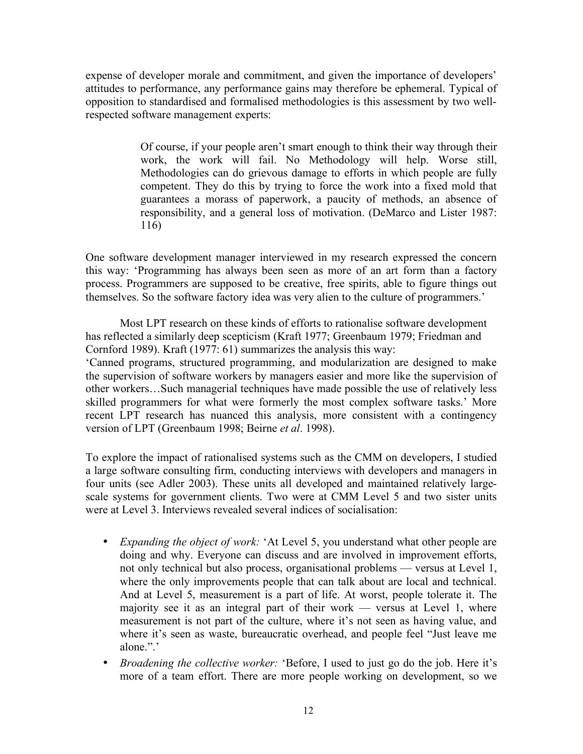expense of developer morale and commitment, and given the importance of developers' attitudes to performance, any performance gains may therefore be ephemeral. Typical of opposition to standardised and formalised methodologies is this assessment by two well-respected software management experts:

> Of course, if your people aren't smart enough to think their way through their work, the work will fail. No Methodology will help. Worse still, Methodologies can do grievous damage to efforts in which people are fully competent. They do this by trying to force the work into a fixed mold that guarantees a morass of paperwork, a paucity of methods, an absence of responsibility, and a general loss of motivation. (DeMarco and Lister 1987: 116)

One software development manager interviewed in my research expressed the concern this way: 'Programming has always been seen as more of an art form than a factory process. Programmers are supposed to be creative, free spirits, able to figure things out themselves. So the software factory idea was very alien to the culture of programmers.'

Most LPT research on these kinds of efforts to rationalise software development has reflected a similarly deep scepticism (Kraft 1977; Greenbaum 1979; Friedman and Cornford 1989). Kraft (1977: 61) summarizes the analysis this way: 'Canned programs, structured programming, and modularization are designed to make the supervision of software workers by managers easier and more like the supervision of other workers…Such managerial techniques have made possible the use of relatively less skilled programmers for what were formerly the most complex software tasks.' More recent LPT research has nuanced this analysis, more consistent with a contingency version of LPT (Greenbaum 1998; Beirne *et al*. 1998).

To explore the impact of rationalised systems such as the CMM on developers, I studied a large software consulting firm, conducting interviews with developers and managers in four units (see Adler 2003). These units all developed and maintained relatively large-scale systems for government clients. Two were at CMM Level 5 and two sister units were at Level 3. Interviews revealed several indices of socialisation:

- *Expanding the object of work:* 'At Level 5, you understand what other people are doing and why. Everyone can discuss and are involved in improvement efforts, not only technical but also process, organisational problems — versus at Level 1, where the only improvements people that can talk about are local and technical. And at Level 5, measurement is a part of life. At worst, people tolerate it. The majority see it as an integral part of their work — versus at Level 1, where measurement is not part of the culture, where it's not seen as having value, and where it's seen as waste, bureaucratic overhead, and people feel "Just leave me alone.".'
- *Broadening the collective worker:* 'Before, I used to just go do the job. Here it's more of a team effort. There are more people working on development, so we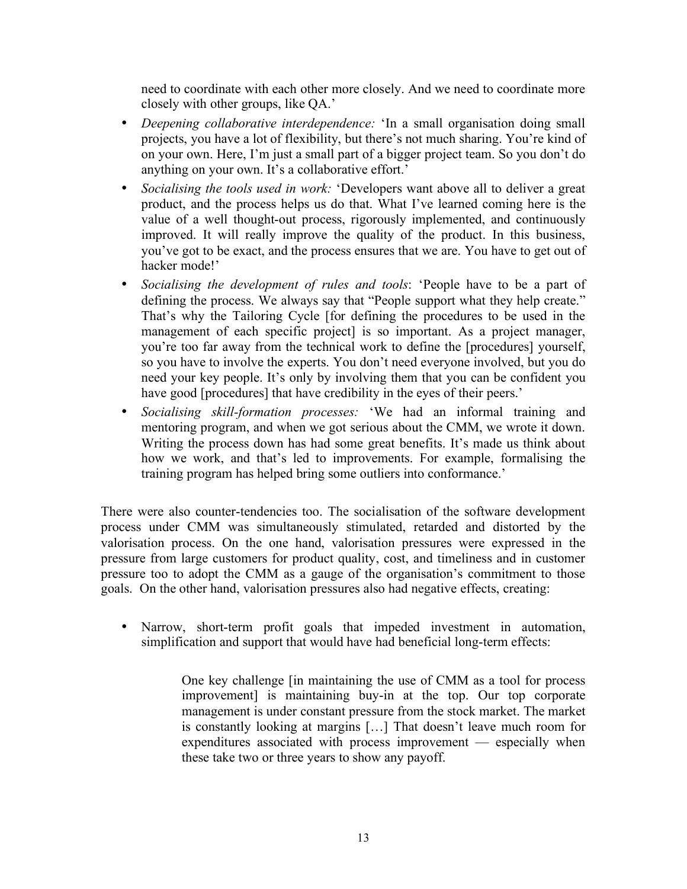need to coordinate with each other more closely. And we need to coordinate more closely with other groups, like QA.'

- *Deepening collaborative interdependence:* 'In a small organisation doing small projects, you have a lot of flexibility, but there's not much sharing. You're kind of on your own. Here, I'm just a small part of a bigger project team. So you don't do anything on your own. It's a collaborative effort.'
- *Socialising the tools used in work:* 'Developers want above all to deliver a great product, and the process helps us do that. What I've learned coming here is the value of a well thought-out process, rigorously implemented, and continuously improved. It will really improve the quality of the product. In this business, you've got to be exact, and the process ensures that we are. You have to get out of hacker mode!'
- *Socialising the development of rules and tools*: 'People have to be a part of defining the process. We always say that "People support what they help create." That's why the Tailoring Cycle [for defining the procedures to be used in the management of each specific project] is so important. As a project manager, you're too far away from the technical work to define the [procedures] yourself, so you have to involve the experts. You don't need everyone involved, but you do need your key people. It's only by involving them that you can be confident you have good [procedures] that have credibility in the eyes of their peers.'
- *Socialising skill-formation processes:* 'We had an informal training and mentoring program, and when we got serious about the CMM, we wrote it down. Writing the process down has had some great benefits. It's made us think about how we work, and that's led to improvements. For example, formalising the training program has helped bring some outliers into conformance.'

There were also counter-tendencies too. The socialisation of the software development process under CMM was simultaneously stimulated, retarded and distorted by the valorisation process. On the one hand, valorisation pressures were expressed in the pressure from large customers for product quality, cost, and timeliness and in customer pressure too to adopt the CMM as a gauge of the organisation's commitment to those goals. On the other hand, valorisation pressures also had negative effects, creating:

- Narrow, short-term profit goals that impeded investment in automation, simplification and support that would have had beneficial long-term effects:

> One key challenge [in maintaining the use of CMM as a tool for process improvement] is maintaining buy-in at the top. Our top corporate management is under constant pressure from the stock market. The market is constantly looking at margins […] That doesn't leave much room for expenditures associated with process improvement — especially when these take two or three years to show any payoff.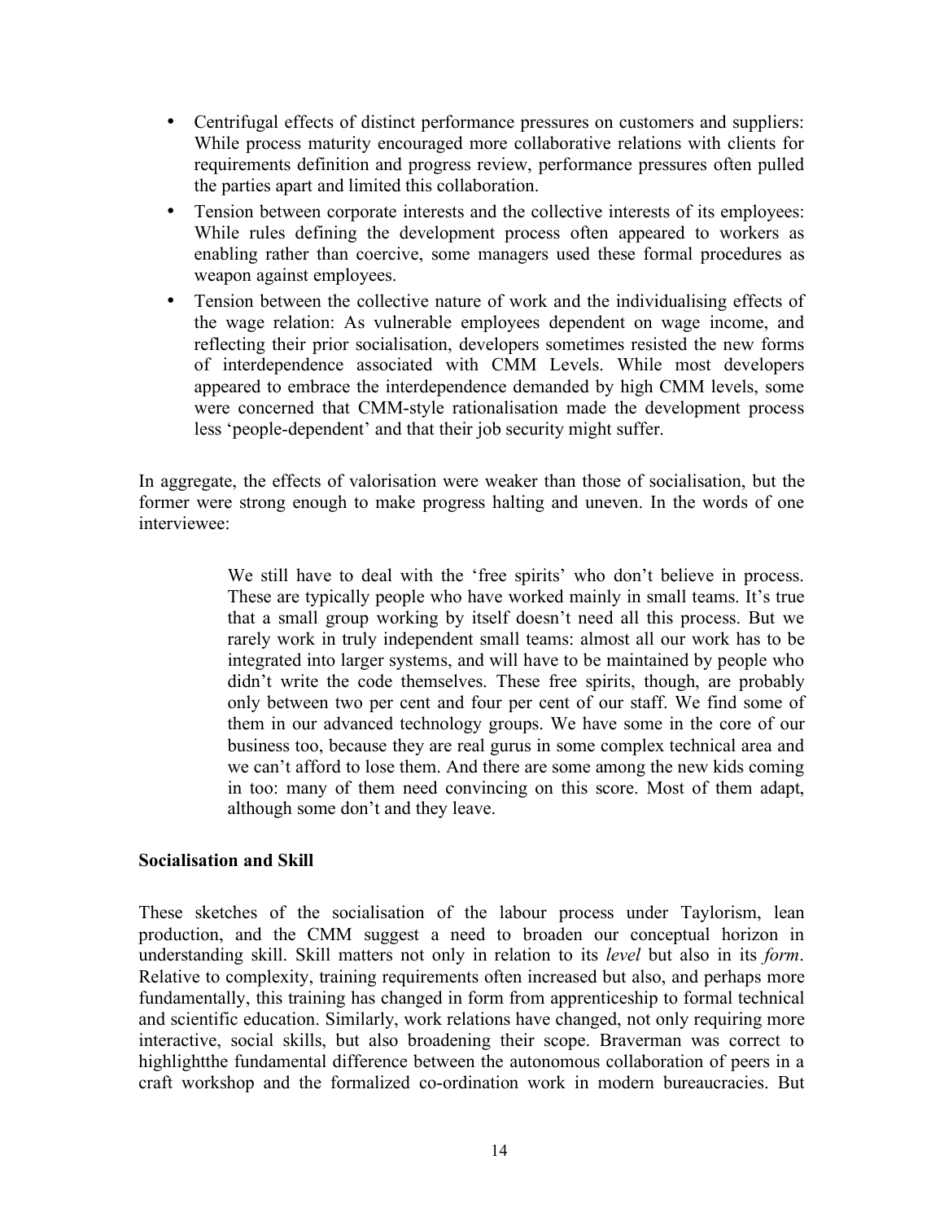- Centrifugal effects of distinct performance pressures on customers and suppliers: While process maturity encouraged more collaborative relations with clients for requirements definition and progress review, performance pressures often pulled the parties apart and limited this collaboration.
- Tension between corporate interests and the collective interests of its employees: While rules defining the development process often appeared to workers as enabling rather than coercive, some managers used these formal procedures as weapon against employees.
- Tension between the collective nature of work and the individualising effects of the wage relation: As vulnerable employees dependent on wage income, and reflecting their prior socialisation, developers sometimes resisted the new forms of interdependence associated with CMM Levels. While most developers appeared to embrace the interdependence demanded by high CMM levels, some were concerned that CMM-style rationalisation made the development process less 'people-dependent' and that their job security might suffer.

In aggregate, the effects of valorisation were weaker than those of socialisation, but the former were strong enough to make progress halting and uneven. In the words of one interviewee:

> We still have to deal with the 'free spirits' who don't believe in process. These are typically people who have worked mainly in small teams. It's true that a small group working by itself doesn't need all this process. But we rarely work in truly independent small teams: almost all our work has to be integrated into larger systems, and will have to be maintained by people who didn't write the code themselves. These free spirits, though, are probably only between two per cent and four per cent of our staff. We find some of them in our advanced technology groups. We have some in the core of our business too, because they are real gurus in some complex technical area and we can't afford to lose them. And there are some among the new kids coming in too: many of them need convincing on this score. Most of them adapt, although some don't and they leave.

**Socialisation and Skill**

These sketches of the socialisation of the labour process under Taylorism, lean production, and the CMM suggest a need to broaden our conceptual horizon in understanding skill. Skill matters not only in relation to its *level* but also in its *form*. Relative to complexity, training requirements often increased but also, and perhaps more fundamentally, this training has changed in form from apprenticeship to formal technical and scientific education. Similarly, work relations have changed, not only requiring more interactive, social skills, but also broadening their scope. Braverman was correct to highlightthe fundamental difference between the autonomous collaboration of peers in a craft workshop and the formalized co-ordination work in modern bureaucracies. But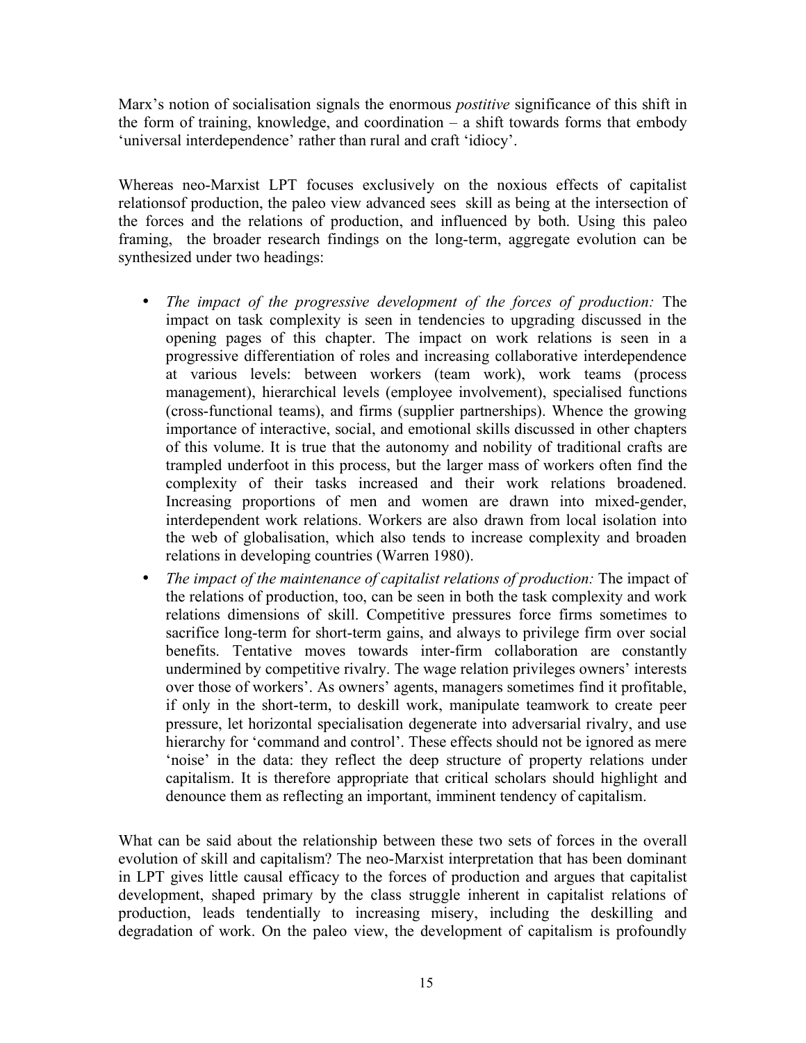Marx's notion of socialisation signals the enormous *postitive* significance of this shift in the form of training, knowledge, and coordination – a shift towards forms that embody 'universal interdependence' rather than rural and craft 'idiocy'.

Whereas neo-Marxist LPT focuses exclusively on the noxious effects of capitalist relationsof production, the paleo view advanced sees skill as being at the intersection of the forces and the relations of production, and influenced by both. Using this paleo framing, the broader research findings on the long-term, aggregate evolution can be synthesized under two headings:

- *The impact of the progressive development of the forces of production:* The impact on task complexity is seen in tendencies to upgrading discussed in the opening pages of this chapter. The impact on work relations is seen in a progressive differentiation of roles and increasing collaborative interdependence at various levels: between workers (team work), work teams (process management), hierarchical levels (employee involvement), specialised functions (cross-functional teams), and firms (supplier partnerships). Whence the growing importance of interactive, social, and emotional skills discussed in other chapters of this volume. It is true that the autonomy and nobility of traditional crafts are trampled underfoot in this process, but the larger mass of workers often find the complexity of their tasks increased and their work relations broadened. Increasing proportions of men and women are drawn into mixed-gender, interdependent work relations. Workers are also drawn from local isolation into the web of globalisation, which also tends to increase complexity and broaden relations in developing countries (Warren 1980).
- *The impact of the maintenance of capitalist relations of production:* The impact of the relations of production, too, can be seen in both the task complexity and work relations dimensions of skill. Competitive pressures force firms sometimes to sacrifice long-term for short-term gains, and always to privilege firm over social benefits. Tentative moves towards inter-firm collaboration are constantly undermined by competitive rivalry. The wage relation privileges owners' interests over those of workers'. As owners' agents, managers sometimes find it profitable, if only in the short-term, to deskill work, manipulate teamwork to create peer pressure, let horizontal specialisation degenerate into adversarial rivalry, and use hierarchy for 'command and control'. These effects should not be ignored as mere 'noise' in the data: they reflect the deep structure of property relations under capitalism. It is therefore appropriate that critical scholars should highlight and denounce them as reflecting an important, imminent tendency of capitalism.

What can be said about the relationship between these two sets of forces in the overall evolution of skill and capitalism? The neo-Marxist interpretation that has been dominant in LPT gives little causal efficacy to the forces of production and argues that capitalist development, shaped primary by the class struggle inherent in capitalist relations of production, leads tendentially to increasing misery, including the deskilling and degradation of work. On the paleo view, the development of capitalism is profoundly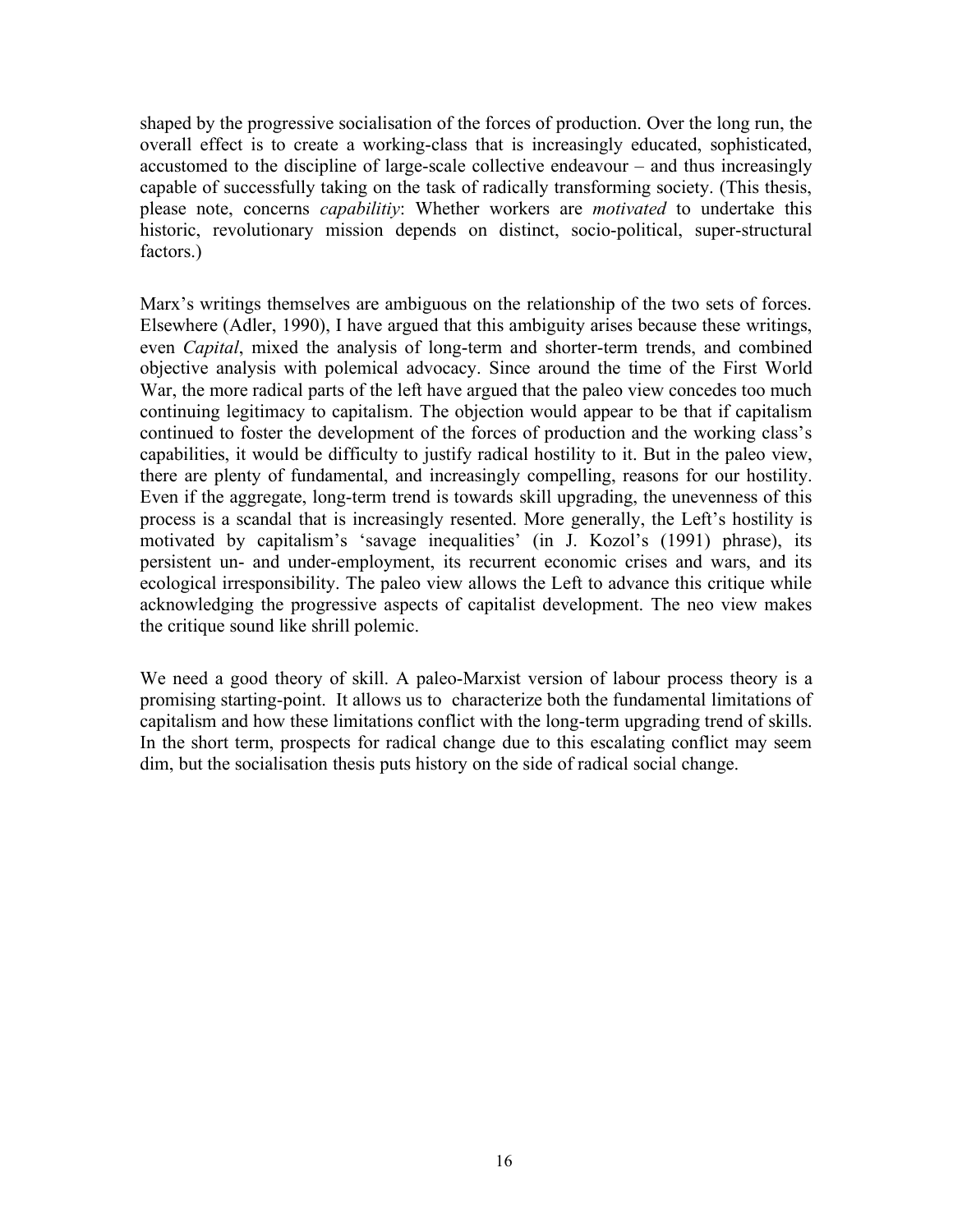shaped by the progressive socialisation of the forces of production. Over the long run, the overall effect is to create a working-class that is increasingly educated, sophisticated, accustomed to the discipline of large-scale collective endeavour – and thus increasingly capable of successfully taking on the task of radically transforming society. (This thesis, please note, concerns *capabilitiy*: Whether workers are *motivated* to undertake this historic, revolutionary mission depends on distinct, socio-political, super-structural factors.)

Marx's writings themselves are ambiguous on the relationship of the two sets of forces. Elsewhere (Adler, 1990), I have argued that this ambiguity arises because these writings, even *Capital*, mixed the analysis of long-term and shorter-term trends, and combined objective analysis with polemical advocacy. Since around the time of the First World War, the more radical parts of the left have argued that the paleo view concedes too much continuing legitimacy to capitalism. The objection would appear to be that if capitalism continued to foster the development of the forces of production and the working class's capabilities, it would be difficulty to justify radical hostility to it. But in the paleo view, there are plenty of fundamental, and increasingly compelling, reasons for our hostility. Even if the aggregate, long-term trend is towards skill upgrading, the unevenness of this process is a scandal that is increasingly resented. More generally, the Left's hostility is motivated by capitalism's 'savage inequalities' (in J. Kozol's (1991) phrase), its persistent un- and under-employment, its recurrent economic crises and wars, and its ecological irresponsibility. The paleo view allows the Left to advance this critique while acknowledging the progressive aspects of capitalist development. The neo view makes the critique sound like shrill polemic.

We need a good theory of skill. A paleo-Marxist version of labour process theory is a promising starting-point. It allows us to characterize both the fundamental limitations of capitalism and how these limitations conflict with the long-term upgrading trend of skills. In the short term, prospects for radical change due to this escalating conflict may seem dim, but the socialisation thesis puts history on the side of radical social change.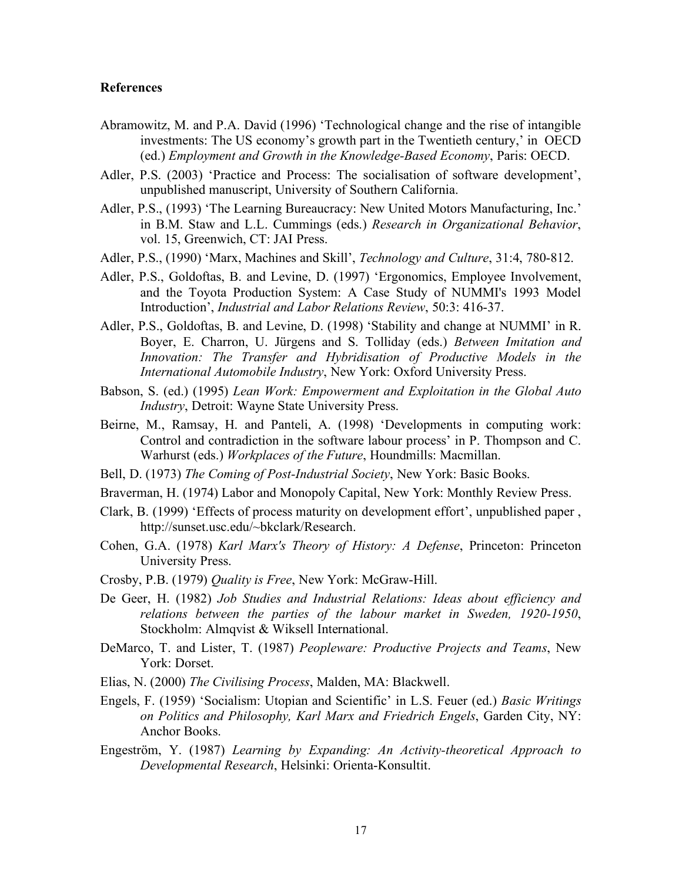**References**

Abramowitz, M. and P.A. David (1996) 'Technological change and the rise of intangible investments: The US economy's growth part in the Twentieth century,' in OECD (ed.) *Employment and Growth in the Knowledge-Based Economy*, Paris: OECD.

Adler, P.S. (2003) 'Practice and Process: The socialisation of software development', unpublished manuscript, University of Southern California.

Adler, P.S., (1993) 'The Learning Bureaucracy: New United Motors Manufacturing, Inc.' in B.M. Staw and L.L. Cummings (eds.) *Research in Organizational Behavior*, vol. 15, Greenwich, CT: JAI Press.

Adler, P.S., (1990) 'Marx, Machines and Skill', *Technology and Culture*, 31:4, 780-812.

Adler, P.S., Goldoftas, B. and Levine, D. (1997) 'Ergonomics, Employee Involvement, and the Toyota Production System: A Case Study of NUMMI's 1993 Model Introduction', *Industrial and Labor Relations Review*, 50:3: 416-37.

Adler, P.S., Goldoftas, B. and Levine, D. (1998) 'Stability and change at NUMMI' in R. Boyer, E. Charron, U. Jürgens and S. Tolliday (eds.) *Between Imitation and Innovation: The Transfer and Hybridisation of Productive Models in the International Automobile Industry*, New York: Oxford University Press.

Babson, S. (ed.) (1995) *Lean Work: Empowerment and Exploitation in the Global Auto Industry*, Detroit: Wayne State University Press.

Beirne, M., Ramsay, H. and Panteli, A. (1998) 'Developments in computing work: Control and contradiction in the software labour process' in P. Thompson and C. Warhurst (eds.) *Workplaces of the Future*, Houndmills: Macmillan.

Bell, D. (1973) *The Coming of Post-Industrial Society*, New York: Basic Books.

Braverman, H. (1974) Labor and Monopoly Capital, New York: Monthly Review Press.

Clark, B. (1999) 'Effects of process maturity on development effort', unpublished paper , http://sunset.usc.edu/~bkclark/Research.

Cohen, G.A. (1978) *Karl Marx's Theory of History: A Defense*, Princeton: Princeton University Press.

Crosby, P.B. (1979) *Quality is Free*, New York: McGraw-Hill.

De Geer, H. (1982) *Job Studies and Industrial Relations: Ideas about efficiency and relations between the parties of the labour market in Sweden, 1920-1950*, Stockholm: Almqvist & Wiksell International.

DeMarco, T. and Lister, T. (1987) *Peopleware: Productive Projects and Teams*, New York: Dorset.

Elias, N. (2000) *The Civilising Process*, Malden, MA: Blackwell.

Engels, F. (1959) 'Socialism: Utopian and Scientific' in L.S. Feuer (ed.) *Basic Writings on Politics and Philosophy, Karl Marx and Friedrich Engels*, Garden City, NY: Anchor Books.

Engeström, Y. (1987) *Learning by Expanding: An Activity-theoretical Approach to Developmental Research*, Helsinki: Orienta-Konsultit.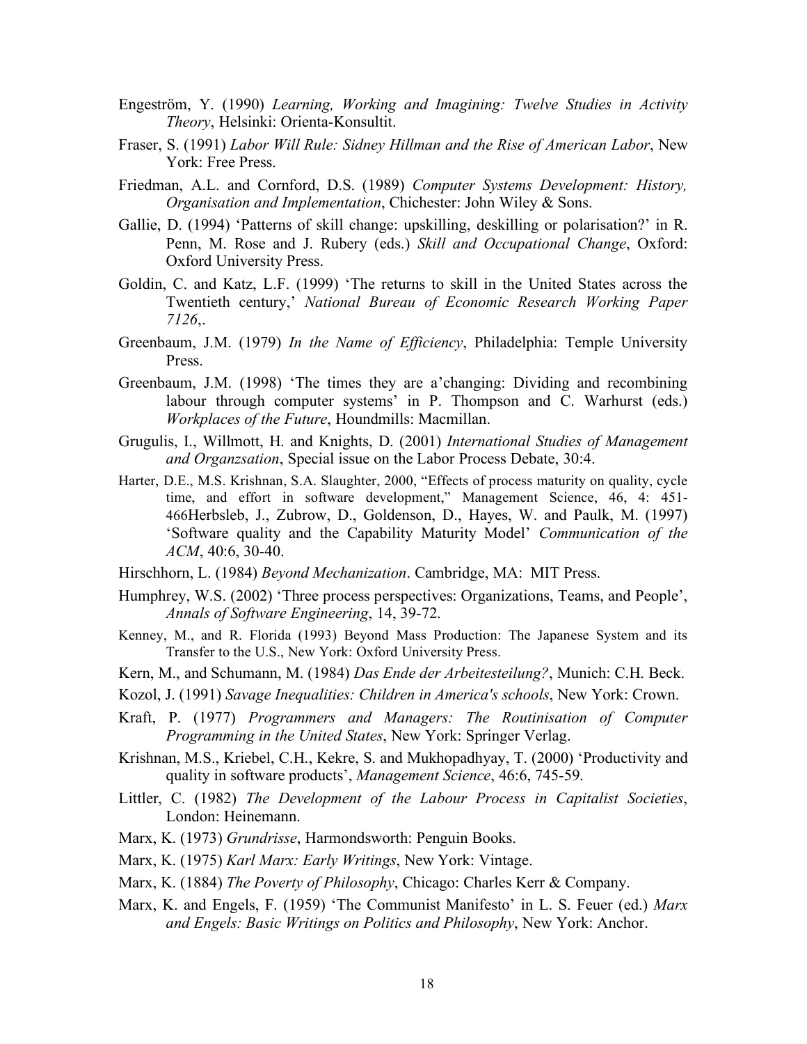Engeström, Y. (1990) *Learning, Working and Imagining: Twelve Studies in Activity Theory*, Helsinki: Orienta-Konsultit.

Fraser, S. (1991) *Labor Will Rule: Sidney Hillman and the Rise of American Labor*, New York: Free Press.

Friedman, A.L. and Cornford, D.S. (1989) *Computer Systems Development: History, Organisation and Implementation*, Chichester: John Wiley & Sons.

Gallie, D. (1994) 'Patterns of skill change: upskilling, deskilling or polarisation?' in R. Penn, M. Rose and J. Rubery (eds.) *Skill and Occupational Change*, Oxford: Oxford University Press.

Goldin, C. and Katz, L.F. (1999) 'The returns to skill in the United States across the Twentieth century,' *National Bureau of Economic Research Working Paper 7126*,.

Greenbaum, J.M. (1979) *In the Name of Efficiency*, Philadelphia: Temple University Press.

Greenbaum, J.M. (1998) 'The times they are a'changing: Dividing and recombining labour through computer systems' in P. Thompson and C. Warhurst (eds.) *Workplaces of the Future*, Houndmills: Macmillan.

Grugulis, I., Willmott, H. and Knights, D. (2001) *International Studies of Management and Organzsation*, Special issue on the Labor Process Debate, 30:4.

Harter, D.E., M.S. Krishnan, S.A. Slaughter, 2000, "Effects of process maturity on quality, cycle time, and effort in software development," Management Science, 46, 4: 451-466Herbsleb, J., Zubrow, D., Goldenson, D., Hayes, W. and Paulk, M. (1997) 'Software quality and the Capability Maturity Model' *Communication of the ACM*, 40:6, 30-40.

Hirschhorn, L. (1984) *Beyond Mechanization*. Cambridge, MA: MIT Press.

Humphrey, W.S. (2002) 'Three process perspectives: Organizations, Teams, and People', *Annals of Software Engineering*, 14, 39-72.

Kenney, M., and R. Florida (1993) Beyond Mass Production: The Japanese System and its Transfer to the U.S., New York: Oxford University Press.

Kern, M., and Schumann, M. (1984) *Das Ende der Arbeitesteilung?*, Munich: C.H. Beck.

Kozol, J. (1991) *Savage Inequalities: Children in America's schools*, New York: Crown.

Kraft, P. (1977) *Programmers and Managers: The Routinisation of Computer Programming in the United States*, New York: Springer Verlag.

Krishnan, M.S., Kriebel, C.H., Kekre, S. and Mukhopadhyay, T. (2000) 'Productivity and quality in software products', *Management Science*, 46:6, 745-59.

Littler, C. (1982) *The Development of the Labour Process in Capitalist Societies*, London: Heinemann.

Marx, K. (1973) *Grundrisse*, Harmondsworth: Penguin Books.

Marx, K. (1975) *Karl Marx: Early Writings*, New York: Vintage.

Marx, K. (1884) *The Poverty of Philosophy*, Chicago: Charles Kerr & Company.

Marx, K. and Engels, F. (1959) 'The Communist Manifesto' in L. S. Feuer (ed.) *Marx and Engels: Basic Writings on Politics and Philosophy*, New York: Anchor.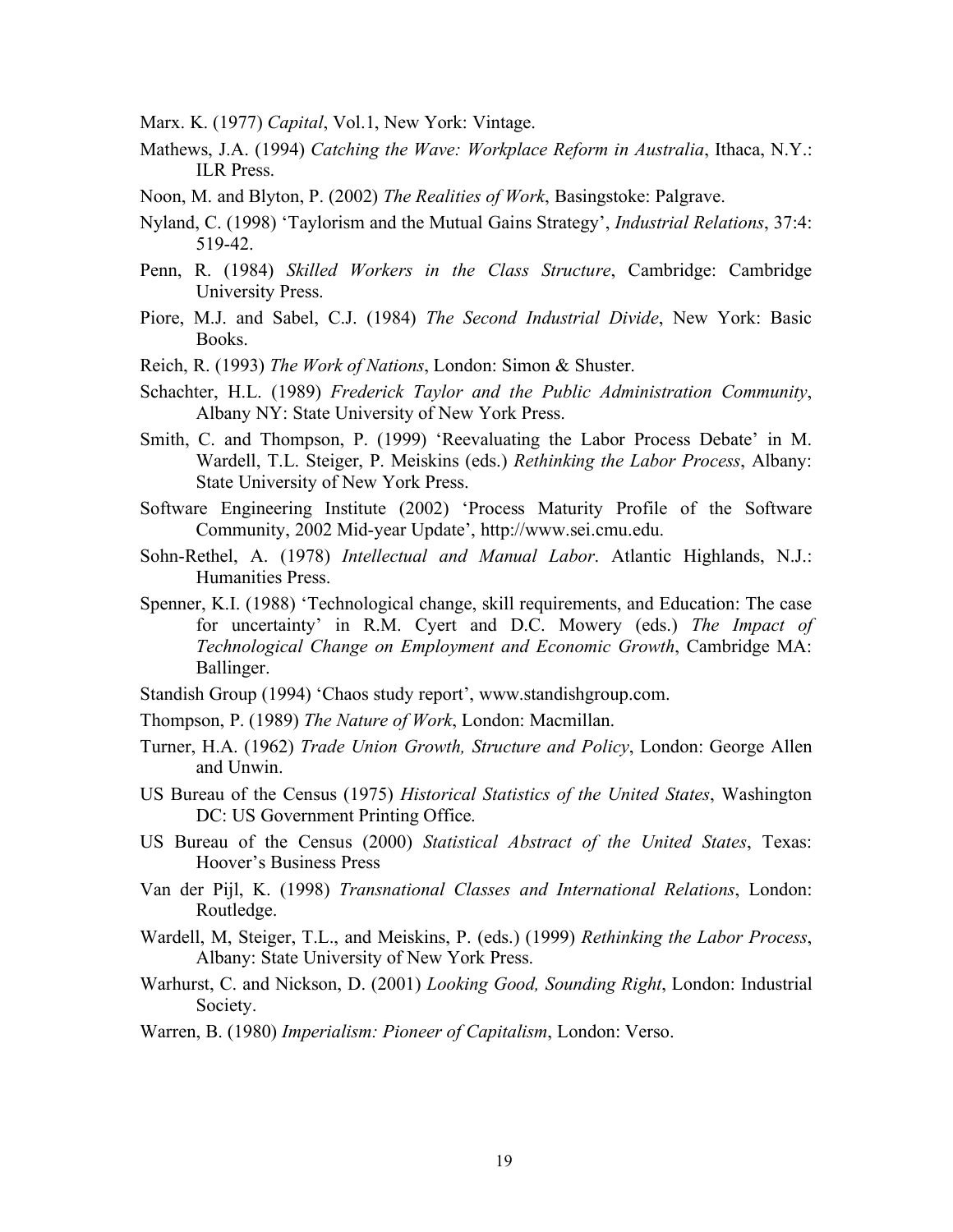Marx. K. (1977) *Capital*, Vol.1, New York: Vintage.

Mathews, J.A. (1994) *Catching the Wave: Workplace Reform in Australia*, Ithaca, N.Y.: ILR Press.

Noon, M. and Blyton, P. (2002) *The Realities of Work*, Basingstoke: Palgrave.

Nyland, C. (1998) 'Taylorism and the Mutual Gains Strategy', *Industrial Relations*, 37:4: 519-42.

Penn, R. (1984) *Skilled Workers in the Class Structure*, Cambridge: Cambridge University Press.

Piore, M.J. and Sabel, C.J. (1984) *The Second Industrial Divide*, New York: Basic Books.

Reich, R. (1993) *The Work of Nations*, London: Simon & Shuster.

Schachter, H.L. (1989) *Frederick Taylor and the Public Administration Community*, Albany NY: State University of New York Press.

Smith, C. and Thompson, P. (1999) 'Reevaluating the Labor Process Debate' in M. Wardell, T.L. Steiger, P. Meiskins (eds.) *Rethinking the Labor Process*, Albany: State University of New York Press.

Software Engineering Institute (2002) 'Process Maturity Profile of the Software Community, 2002 Mid-year Update', http://www.sei.cmu.edu.

Sohn-Rethel, A. (1978) *Intellectual and Manual Labor*. Atlantic Highlands, N.J.: Humanities Press.

Spenner, K.I. (1988) 'Technological change, skill requirements, and Education: The case for uncertainty' in R.M. Cyert and D.C. Mowery (eds.) *The Impact of Technological Change on Employment and Economic Growth*, Cambridge MA: Ballinger.

Standish Group (1994) 'Chaos study report', www.standishgroup.com.

Thompson, P. (1989) *The Nature of Work*, London: Macmillan.

Turner, H.A. (1962) *Trade Union Growth, Structure and Policy*, London: George Allen and Unwin.

US Bureau of the Census (1975) *Historical Statistics of the United States*, Washington DC: US Government Printing Office.

US Bureau of the Census (2000) *Statistical Abstract of the United States*, Texas: Hoover's Business Press

Van der Pijl, K. (1998) *Transnational Classes and International Relations*, London: Routledge.

Wardell, M, Steiger, T.L., and Meiskins, P. (eds.) (1999) *Rethinking the Labor Process*, Albany: State University of New York Press.

Warhurst, C. and Nickson, D. (2001) *Looking Good, Sounding Right*, London: Industrial Society.

Warren, B. (1980) *Imperialism: Pioneer of Capitalism*, London: Verso.